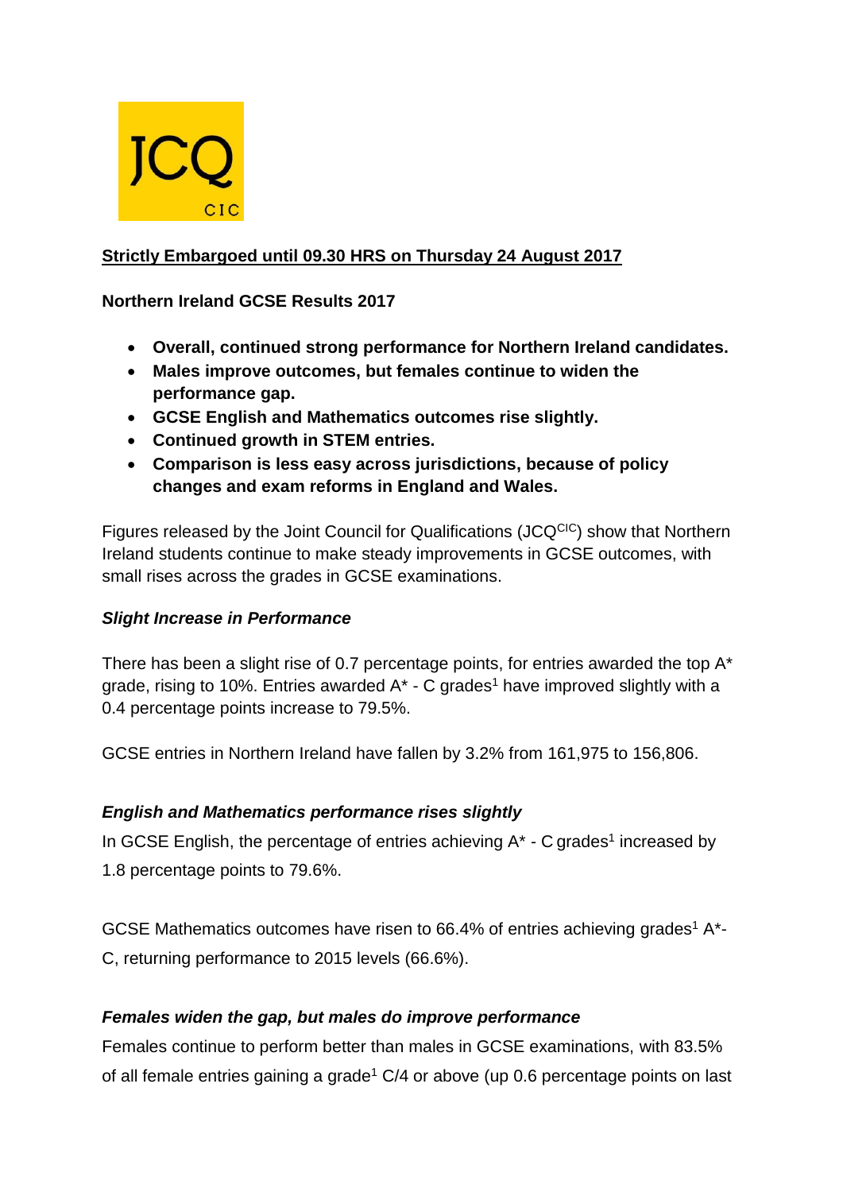JCQ CIC

**Strictly Embargoed until 09.30 HRS on Thursday 24 August 2017**

**Northern Ireland GCSE Results 2017**

- **Overall, continued strong performance for Northern Ireland candidates.**
- **Males improve outcomes, but females continue to widen the performance gap.**
- **GCSE English and Mathematics outcomes rise slightly.**
- **Continued growth in STEM entries.**
- **Comparison is less easy across jurisdictions, because of policy changes and exam reforms in England and Wales.**

Figures released by the Joint Council for Qualifications (JCQ[CIC]) show that Northern Ireland students continue to make steady improvements in GCSE outcomes, with small rises across the grades in GCSE examinations.

***Slight Increase in Performance***

There has been a slight rise of 0.7 percentage points, for entries awarded the top A* grade, rising to 10%. Entries awarded A* - C grades[1] have improved slightly with a 0.4 percentage points increase to 79.5%.

GCSE entries in Northern Ireland have fallen by 3.2% from 161,975 to 156,806.

***English and Mathematics performance rises slightly***

In GCSE English, the percentage of entries achieving A* - C grades[1] increased by 1.8 percentage points to 79.6%.

GCSE Mathematics outcomes have risen to 66.4% of entries achieving grades[1] A*-C, returning performance to 2015 levels (66.6%).

***Females widen the gap, but males do improve performance***

Females continue to perform better than males in GCSE examinations, with 83.5% of all female entries gaining a grade[1] C/4 or above (up 0.6 percentage points on last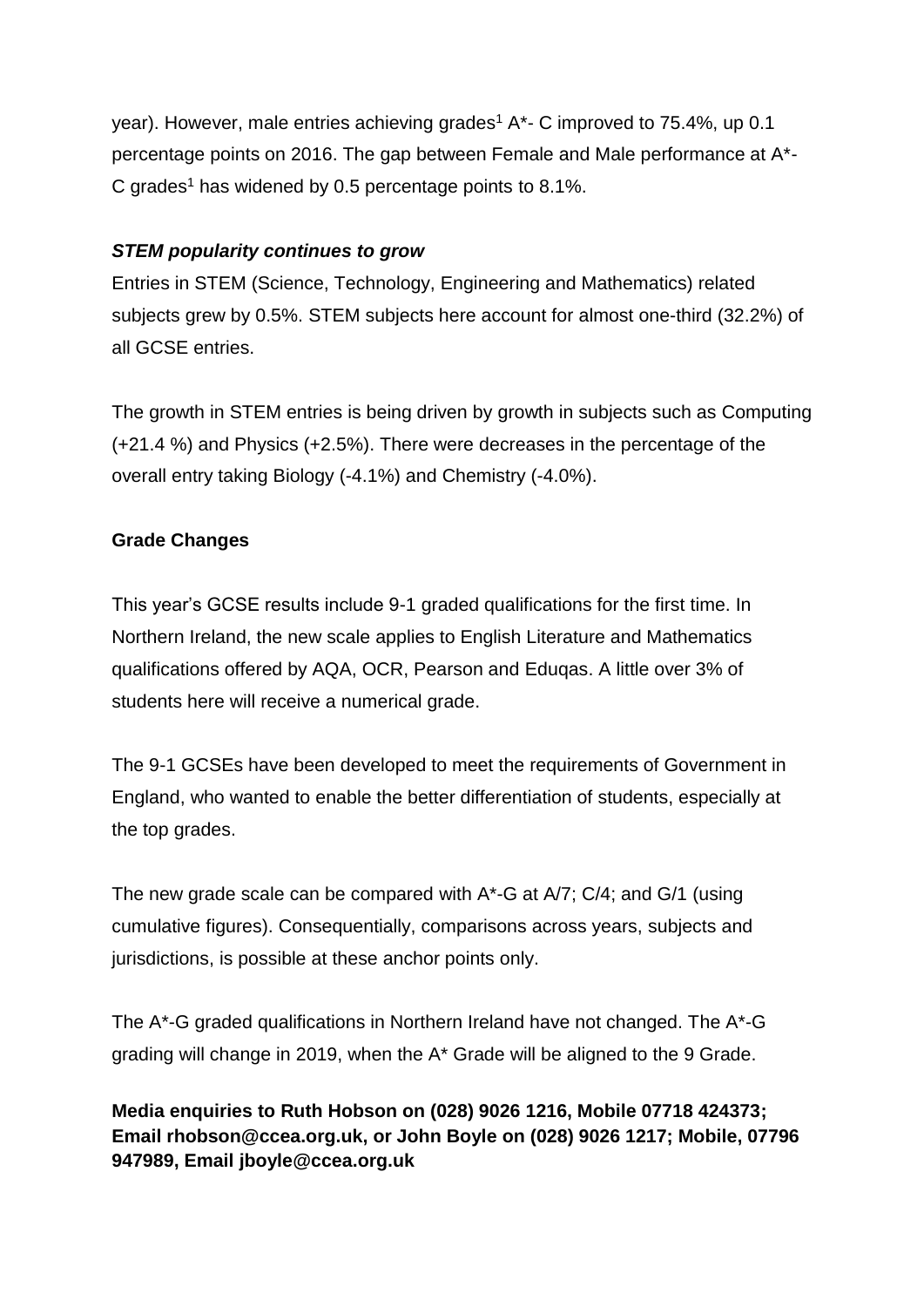year). However, male entries achieving grades[1] A*- C improved to 75.4%, up 0.1 percentage points on 2016. The gap between Female and Male performance at A*-C grades[1] has widened by 0.5 percentage points to 8.1%.

***STEM popularity continues to grow***

Entries in STEM (Science, Technology, Engineering and Mathematics) related subjects grew by 0.5%. STEM subjects here account for almost one-third (32.2%) of all GCSE entries.

The growth in STEM entries is being driven by growth in subjects such as Computing (+21.4 %) and Physics (+2.5%). There were decreases in the percentage of the overall entry taking Biology (-4.1%) and Chemistry (-4.0%).

**Grade Changes**

This year's GCSE results include 9-1 graded qualifications for the first time. In Northern Ireland, the new scale applies to English Literature and Mathematics qualifications offered by AQA, OCR, Pearson and Eduqas. A little over 3% of students here will receive a numerical grade.

The 9-1 GCSEs have been developed to meet the requirements of Government in England, who wanted to enable the better differentiation of students, especially at the top grades.

The new grade scale can be compared with A*-G at A/7; C/4; and G/1 (using cumulative figures). Consequentially, comparisons across years, subjects and jurisdictions, is possible at these anchor points only.

The A*-G graded qualifications in Northern Ireland have not changed. The A*-G grading will change in 2019, when the A* Grade will be aligned to the 9 Grade.

**Media enquiries to Ruth Hobson on (028) 9026 1216, Mobile 07718 424373; Email rhobson@ccea.org.uk, or John Boyle on (028) 9026 1217; Mobile, 07796 947989, Email jboyle@ccea.org.uk**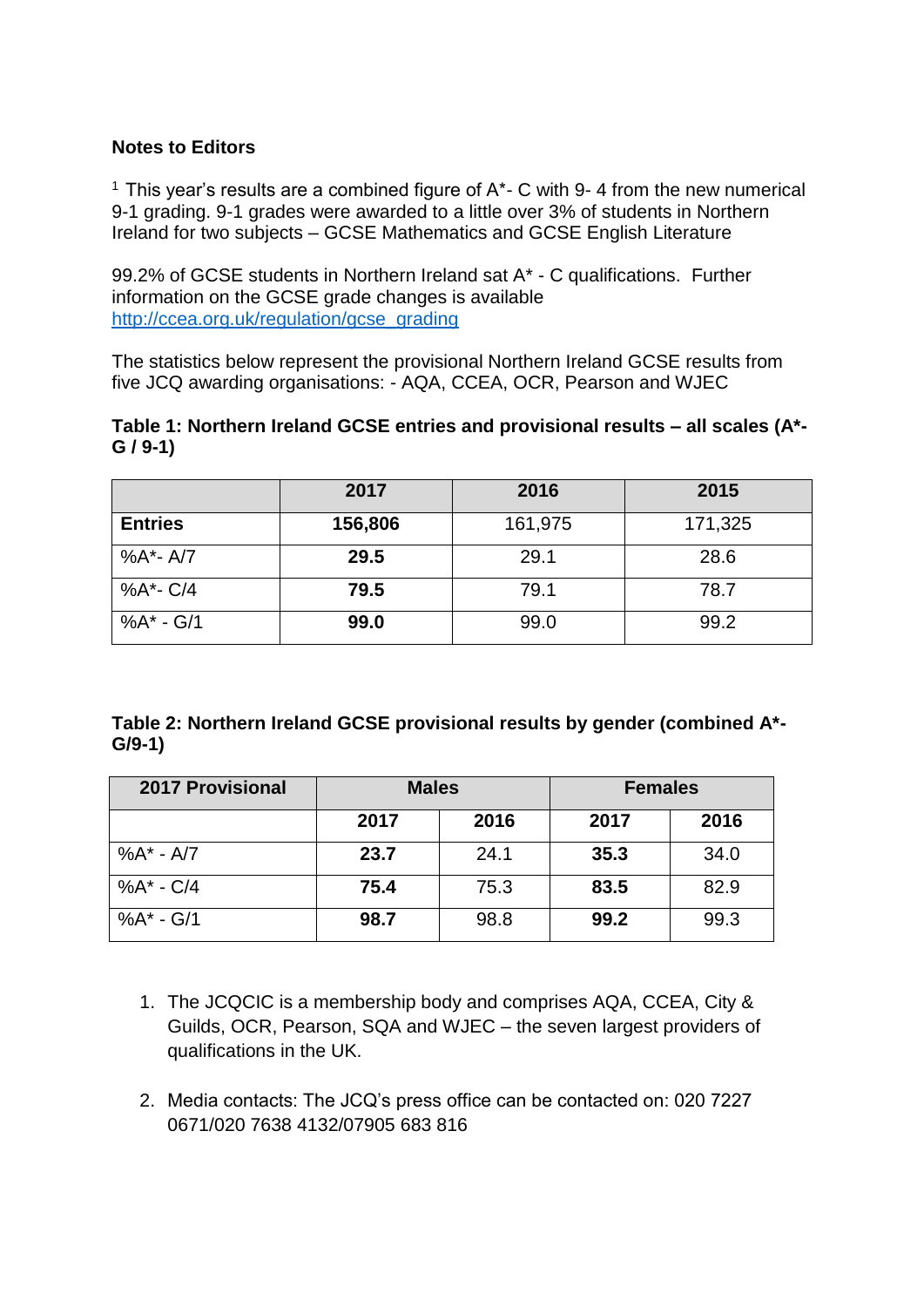**Notes to Editors**

[1] This year's results are a combined figure of A*- C with 9- 4 from the new numerical 9-1 grading. 9-1 grades were awarded to a little over 3% of students in Northern Ireland for two subjects – GCSE Mathematics and GCSE English Literature

99.2% of GCSE students in Northern Ireland sat A* - C qualifications. Further information on the GCSE grade changes is available [http://ccea.org.uk/regulation/gcse_grading](http://ccea.org.uk/regulation/gcse_grading)

The statistics below represent the provisional Northern Ireland GCSE results from five JCQ awarding organisations: - AQA, CCEA, OCR, Pearson and WJEC

**Table 1: Northern Ireland GCSE entries and provisional results – all scales (A*-G / 9-1)**

| | 2017 | 2016 | 2015 |
|---|---|---|---|
| **Entries** | **156,806** | 161,975 | 171,325 |
| %A*- A/7 | **29.5** | 29.1 | 28.6 |
| %A*- C/4 | **79.5** | 79.1 | 78.7 |
| %A* - G/1 | **99.0** | 99.0 | 99.2 |

**Table 2: Northern Ireland GCSE provisional results by gender (combined A*-G/9-1)**

| 2017 Provisional | Males | | Females | |
|---|---|---|---|---|
| | 2017 | 2016 | 2017 | 2016 |
| %A* - A/7 | **23.7** | 24.1 | **35.3** | 34.0 |
| %A* - C/4 | **75.4** | 75.3 | **83.5** | 82.9 |
| %A* - G/1 | **98.7** | 98.8 | **99.2** | 99.3 |

1. The JCQCIC is a membership body and comprises AQA, CCEA, City & Guilds, OCR, Pearson, SQA and WJEC – the seven largest providers of qualifications in the UK.

2. Media contacts: The JCQ's press office can be contacted on: 020 7227 0671/020 7638 4132/07905 683 816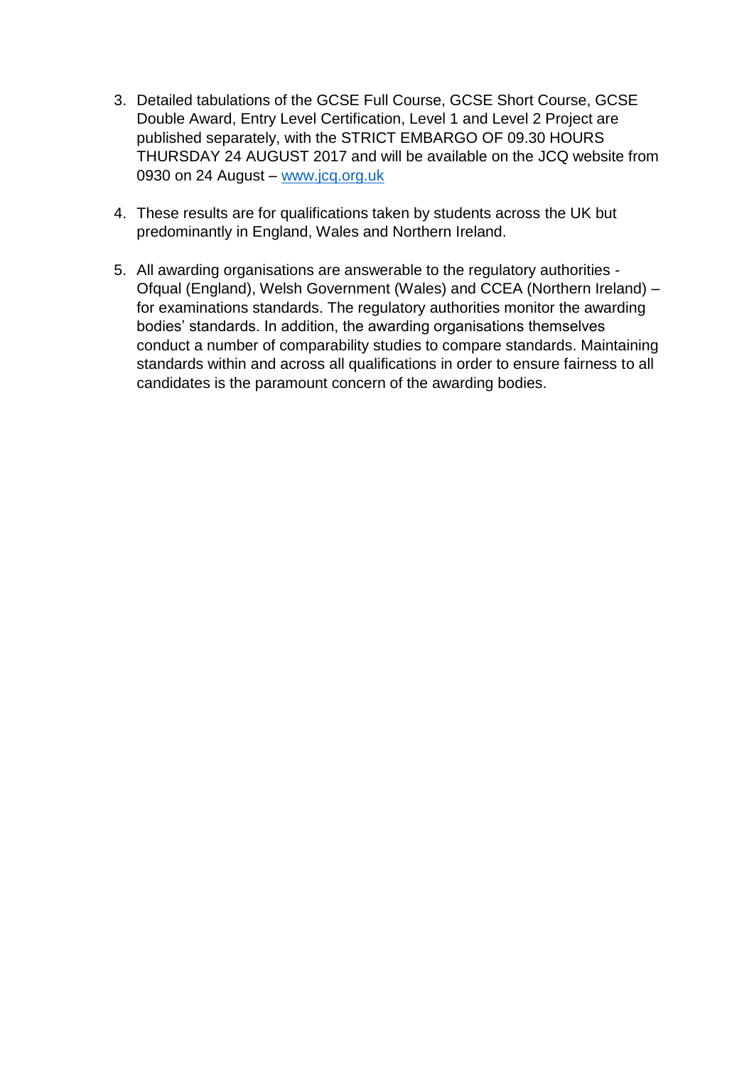3. Detailed tabulations of the GCSE Full Course, GCSE Short Course, GCSE Double Award, Entry Level Certification, Level 1 and Level 2 Project are published separately, with the STRICT EMBARGO OF 09.30 HOURS THURSDAY 24 AUGUST 2017 and will be available on the JCQ website from 0930 on 24 August – [www.jcq.org.uk](http://www.jcq.org.uk)

4. These results are for qualifications taken by students across the UK but predominantly in England, Wales and Northern Ireland.

5. All awarding organisations are answerable to the regulatory authorities - Ofqual (England), Welsh Government (Wales) and CCEA (Northern Ireland) – for examinations standards. The regulatory authorities monitor the awarding bodies' standards. In addition, the awarding organisations themselves conduct a number of comparability studies to compare standards. Maintaining standards within and across all qualifications in order to ensure fairness to all candidates is the paramount concern of the awarding bodies.